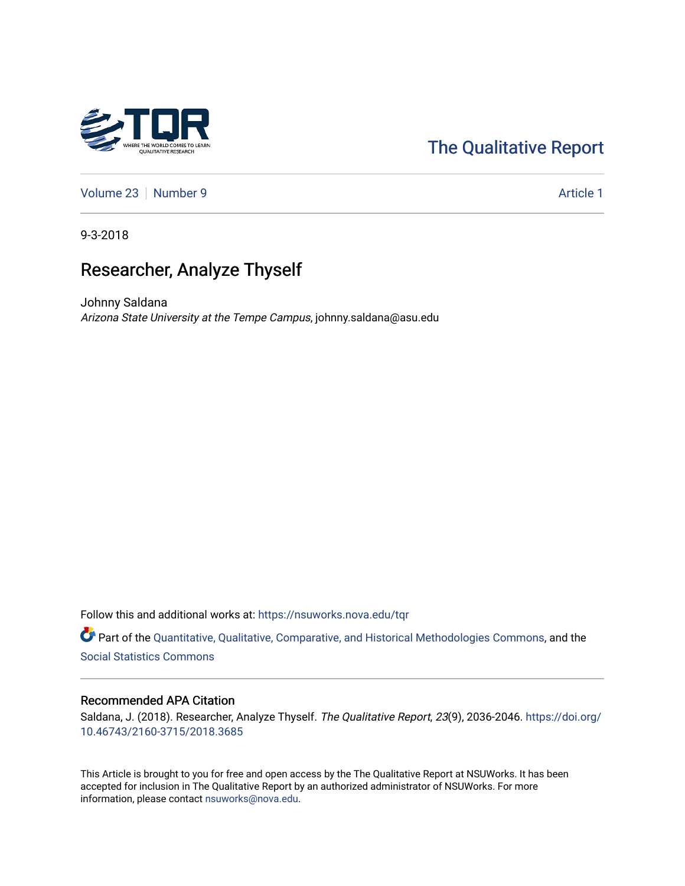The Qualitative Report

Volume 23 | Number 9 | Article 1

9-3-2018

# Researcher, Analyze Thyself

Johnny Saldana
*Arizona State University at the Tempe Campus*, johnny.saldana@asu.edu

Follow this and additional works at: https://nsuworks.nova.edu/tqr

Part of the Quantitative, Qualitative, Comparative, and Historical Methodologies Commons, and the Social Statistics Commons

## Recommended APA Citation

Saldana, J. (2018). Researcher, Analyze Thyself. *The Qualitative Report*, *23*(9), 2036-2046. https://doi.org/10.46743/2160-3715/2018.3685

This Article is brought to you for free and open access by the The Qualitative Report at NSUWorks. It has been accepted for inclusion in The Qualitative Report by an authorized administrator of NSUWorks. For more information, please contact nsuworks@nova.edu.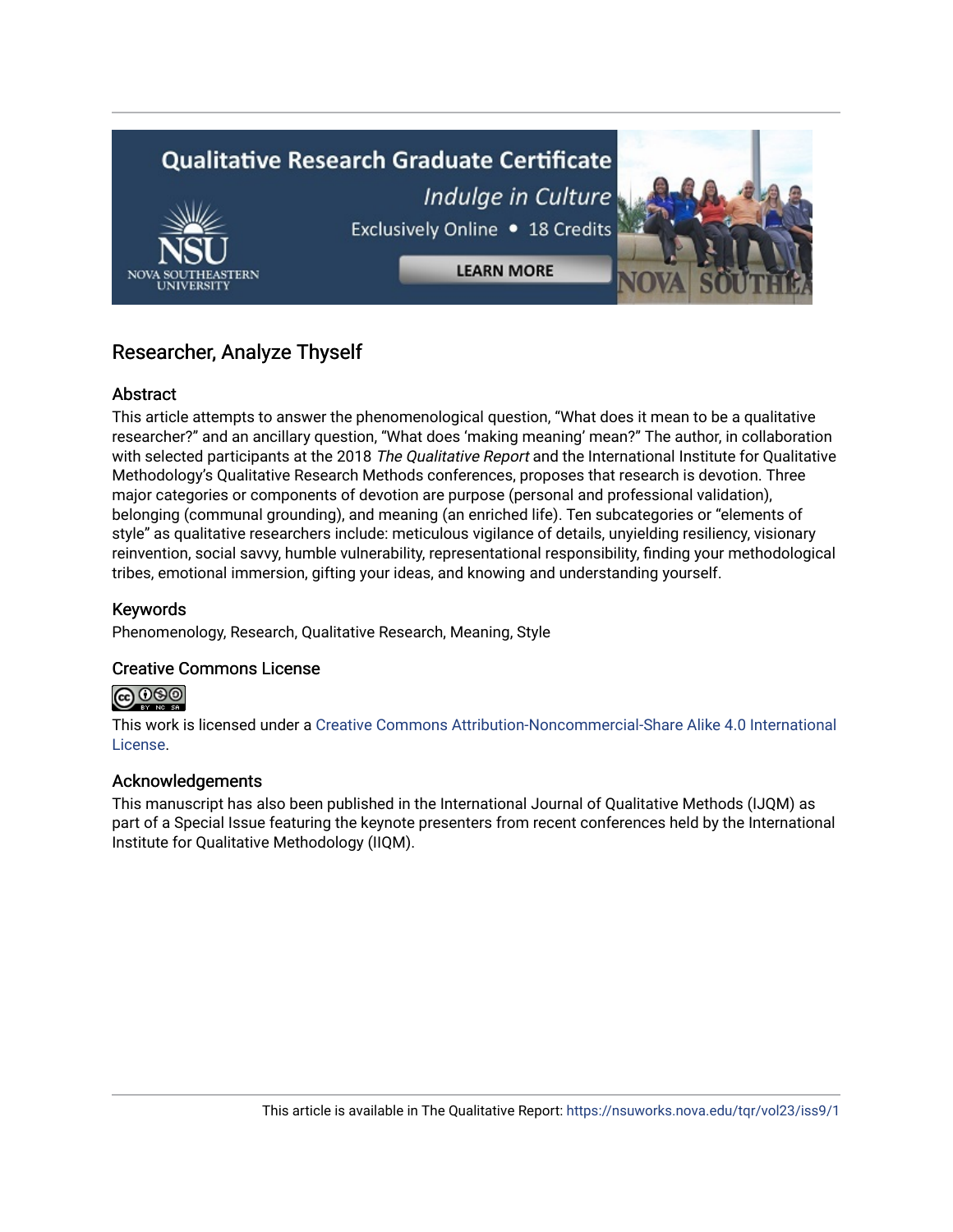## Researcher, Analyze Thyself

### Abstract

This article attempts to answer the phenomenological question, "What does it mean to be a qualitative researcher?" and an ancillary question, "What does 'making meaning' mean?" The author, in collaboration with selected participants at the 2018 *The Qualitative Report* and the International Institute for Qualitative Methodology's Qualitative Research Methods conferences, proposes that research is devotion. Three major categories or components of devotion are purpose (personal and professional validation), belonging (communal grounding), and meaning (an enriched life). Ten subcategories or "elements of style" as qualitative researchers include: meticulous vigilance of details, unyielding resiliency, visionary reinvention, social savvy, humble vulnerability, representational responsibility, finding your methodological tribes, emotional immersion, gifting your ideas, and knowing and understanding yourself.

### Keywords

Phenomenology, Research, Qualitative Research, Meaning, Style

### Creative Commons License

This work is licensed under a Creative Commons Attribution-Noncommercial-Share Alike 4.0 International License.

### Acknowledgements

This manuscript has also been published in the International Journal of Qualitative Methods (IJQM) as part of a Special Issue featuring the keynote presenters from recent conferences held by the International Institute for Qualitative Methodology (IIQM).

This article is available in The Qualitative Report: https://nsuworks.nova.edu/tqr/vol23/iss9/1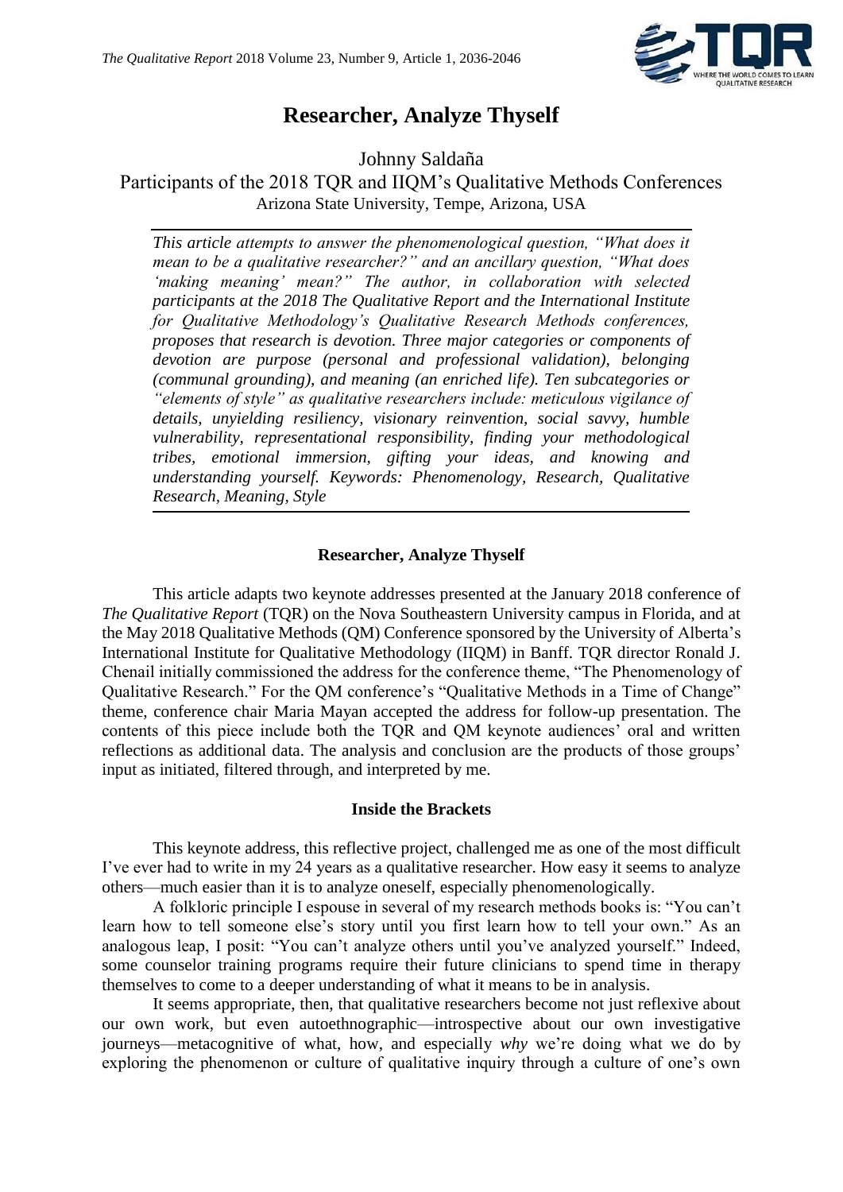# Researcher, Analyze Thyself

Johnny Saldaña

Participants of the 2018 TQR and IIQM's Qualitative Methods Conferences

Arizona State University, Tempe, Arizona, USA

*This article attempts to answer the phenomenological question, "What does it mean to be a qualitative researcher?" and an ancillary question, "What does 'making meaning' mean?" The author, in collaboration with selected participants at the 2018 The Qualitative Report and the International Institute for Qualitative Methodology's Qualitative Research Methods conferences, proposes that research is devotion. Three major categories or components of devotion are purpose (personal and professional validation), belonging (communal grounding), and meaning (an enriched life). Ten subcategories or "elements of style" as qualitative researchers include: meticulous vigilance of details, unyielding resiliency, visionary reinvention, social savvy, humble vulnerability, representational responsibility, finding your methodological tribes, emotional immersion, gifting your ideas, and knowing and understanding yourself. Keywords: Phenomenology, Research, Qualitative Research, Meaning, Style*

## Researcher, Analyze Thyself

This article adapts two keynote addresses presented at the January 2018 conference of *The Qualitative Report* (TQR) on the Nova Southeastern University campus in Florida, and at the May 2018 Qualitative Methods (QM) Conference sponsored by the University of Alberta's International Institute for Qualitative Methodology (IIQM) in Banff. TQR director Ronald J. Chenail initially commissioned the address for the conference theme, "The Phenomenology of Qualitative Research." For the QM conference's "Qualitative Methods in a Time of Change" theme, conference chair Maria Mayan accepted the address for follow-up presentation. The contents of this piece include both the TQR and QM keynote audiences' oral and written reflections as additional data. The analysis and conclusion are the products of those groups' input as initiated, filtered through, and interpreted by me.

## Inside the Brackets

This keynote address, this reflective project, challenged me as one of the most difficult I've ever had to write in my 24 years as a qualitative researcher. How easy it seems to analyze others—much easier than it is to analyze oneself, especially phenomenologically.

A folkloric principle I espouse in several of my research methods books is: "You can't learn how to tell someone else's story until you first learn how to tell your own." As an analogous leap, I posit: "You can't analyze others until you've analyzed yourself." Indeed, some counselor training programs require their future clinicians to spend time in therapy themselves to come to a deeper understanding of what it means to be in analysis.

It seems appropriate, then, that qualitative researchers become not just reflexive about our own work, but even autoethnographic—introspective about our own investigative journeys—metacognitive of what, how, and especially *why* we're doing what we do by exploring the phenomenon or culture of qualitative inquiry through a culture of one's own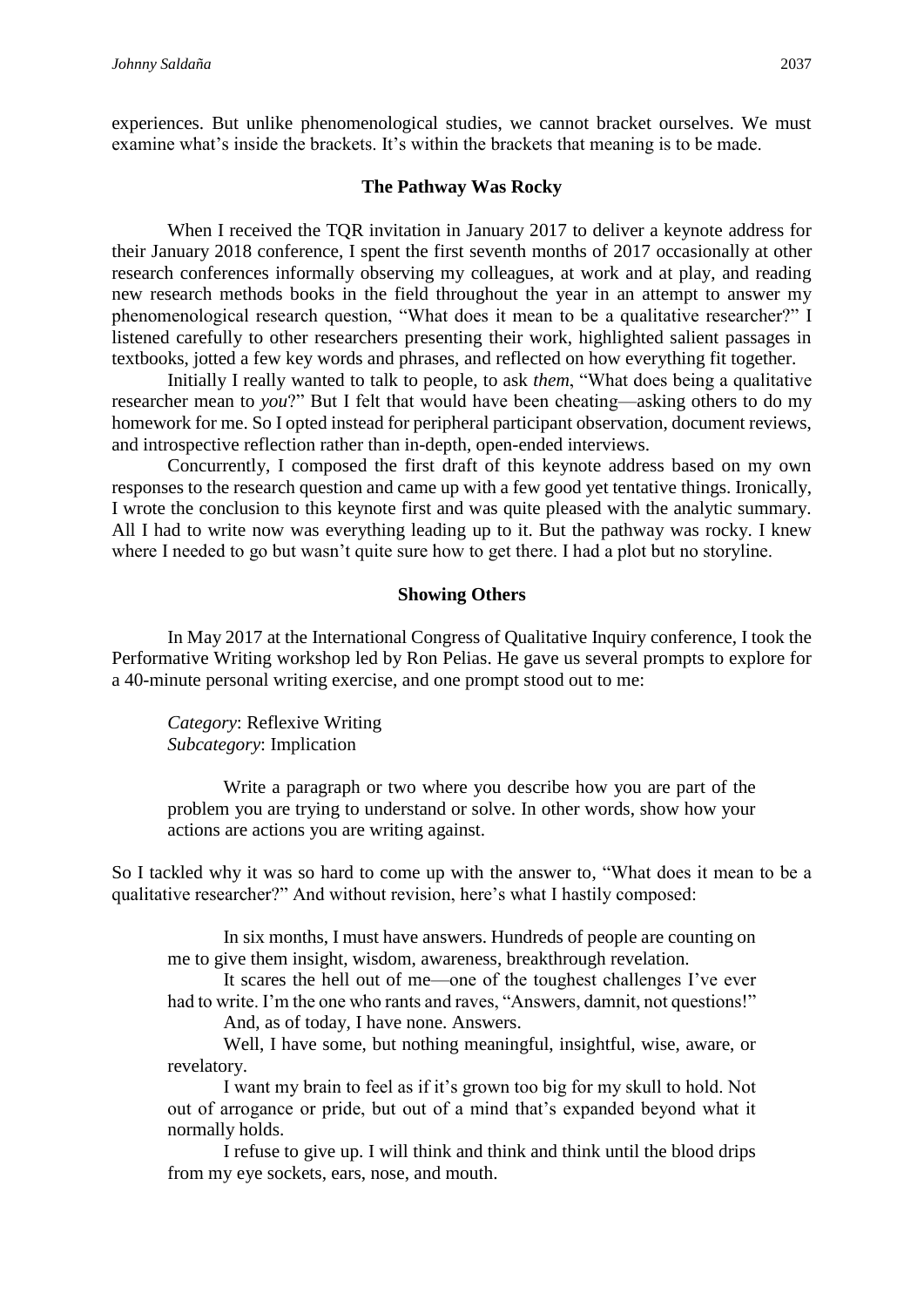experiences. But unlike phenomenological studies, we cannot bracket ourselves. We must examine what's inside the brackets. It's within the brackets that meaning is to be made.

## The Pathway Was Rocky

When I received the TQR invitation in January 2017 to deliver a keynote address for their January 2018 conference, I spent the first seventh months of 2017 occasionally at other research conferences informally observing my colleagues, at work and at play, and reading new research methods books in the field throughout the year in an attempt to answer my phenomenological research question, "What does it mean to be a qualitative researcher?" I listened carefully to other researchers presenting their work, highlighted salient passages in textbooks, jotted a few key words and phrases, and reflected on how everything fit together.

Initially I really wanted to talk to people, to ask *them*, "What does being a qualitative researcher mean to *you*?" But I felt that would have been cheating—asking others to do my homework for me. So I opted instead for peripheral participant observation, document reviews, and introspective reflection rather than in-depth, open-ended interviews.

Concurrently, I composed the first draft of this keynote address based on my own responses to the research question and came up with a few good yet tentative things. Ironically, I wrote the conclusion to this keynote first and was quite pleased with the analytic summary. All I had to write now was everything leading up to it. But the pathway was rocky. I knew where I needed to go but wasn't quite sure how to get there. I had a plot but no storyline.

## Showing Others

In May 2017 at the International Congress of Qualitative Inquiry conference, I took the Performative Writing workshop led by Ron Pelias. He gave us several prompts to explore for a 40-minute personal writing exercise, and one prompt stood out to me:

> *Category*: Reflexive Writing
> *Subcategory*: Implication
>
> Write a paragraph or two where you describe how you are part of the problem you are trying to understand or solve. In other words, show how your actions are actions you are writing against.

So I tackled why it was so hard to come up with the answer to, "What does it mean to be a qualitative researcher?" And without revision, here's what I hastily composed:

> In six months, I must have answers. Hundreds of people are counting on me to give them insight, wisdom, awareness, breakthrough revelation.
>
> It scares the hell out of me—one of the toughest challenges I've ever had to write. I'm the one who rants and raves, "Answers, damnit, not questions!"
>
> And, as of today, I have none. Answers.
>
> Well, I have some, but nothing meaningful, insightful, wise, aware, or revelatory.
>
> I want my brain to feel as if it's grown too big for my skull to hold. Not out of arrogance or pride, but out of a mind that's expanded beyond what it normally holds.
>
> I refuse to give up. I will think and think and think until the blood drips from my eye sockets, ears, nose, and mouth.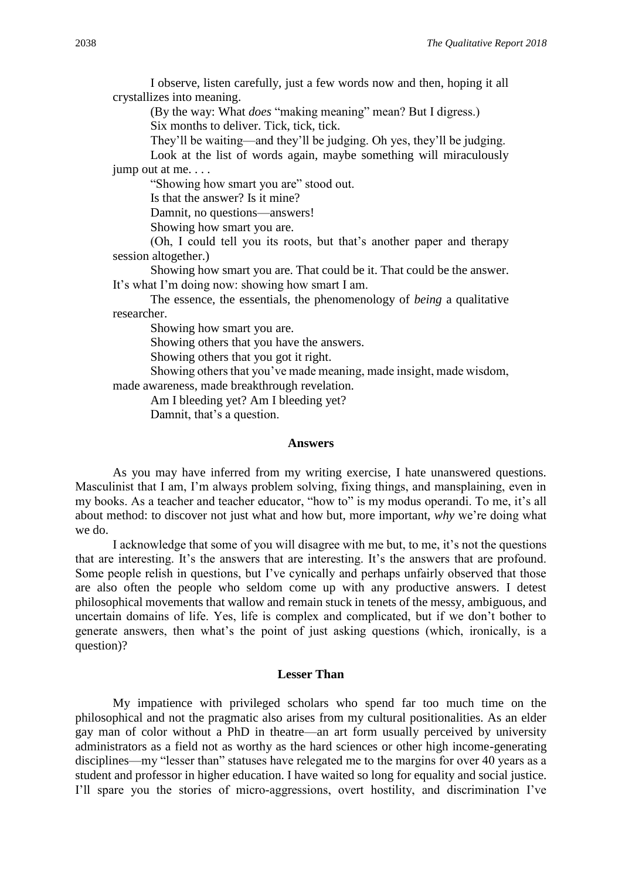I observe, listen carefully, just a few words now and then, hoping it all crystallizes into meaning.

(By the way: What *does* "making meaning" mean? But I digress.)

Six months to deliver. Tick, tick, tick.

They'll be waiting—and they'll be judging. Oh yes, they'll be judging.

Look at the list of words again, maybe something will miraculously jump out at me. . . .

"Showing how smart you are" stood out.

Is that the answer? Is it mine?

Damnit, no questions—answers!

Showing how smart you are.

(Oh, I could tell you its roots, but that's another paper and therapy session altogether.)

Showing how smart you are. That could be it. That could be the answer. It's what I'm doing now: showing how smart I am.

The essence, the essentials, the phenomenology of *being* a qualitative researcher.

Showing how smart you are.

Showing others that you have the answers.

Showing others that you got it right.

Showing others that you've made meaning, made insight, made wisdom, made awareness, made breakthrough revelation.

Am I bleeding yet? Am I bleeding yet?

Damnit, that's a question.

## Answers

As you may have inferred from my writing exercise, I hate unanswered questions. Masculinist that I am, I'm always problem solving, fixing things, and mansplaining, even in my books. As a teacher and teacher educator, "how to" is my modus operandi. To me, it's all about method: to discover not just what and how but, more important, *why* we're doing what we do.

I acknowledge that some of you will disagree with me but, to me, it's not the questions that are interesting. It's the answers that are interesting. It's the answers that are profound. Some people relish in questions, but I've cynically and perhaps unfairly observed that those are also often the people who seldom come up with any productive answers. I detest philosophical movements that wallow and remain stuck in tenets of the messy, ambiguous, and uncertain domains of life. Yes, life is complex and complicated, but if we don't bother to generate answers, then what's the point of just asking questions (which, ironically, is a question)?

## Lesser Than

My impatience with privileged scholars who spend far too much time on the philosophical and not the pragmatic also arises from my cultural positionalities. As an elder gay man of color without a PhD in theatre—an art form usually perceived by university administrators as a field not as worthy as the hard sciences or other high income-generating disciplines—my "lesser than" statuses have relegated me to the margins for over 40 years as a student and professor in higher education. I have waited so long for equality and social justice. I'll spare you the stories of micro-aggressions, overt hostility, and discrimination I've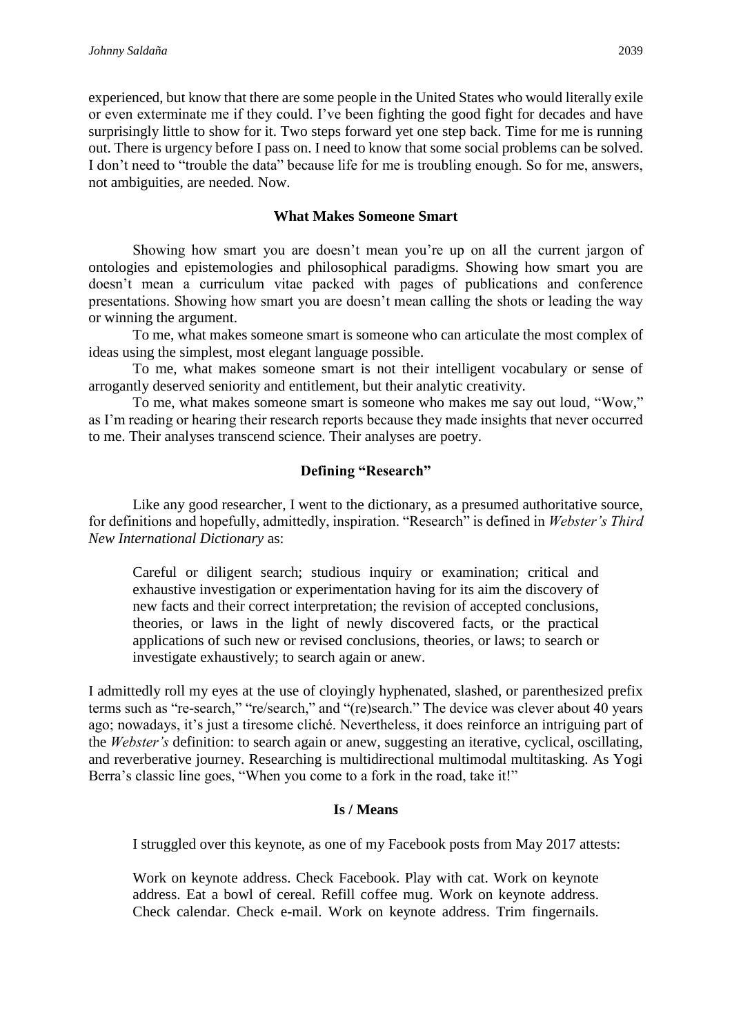experienced, but know that there are some people in the United States who would literally exile or even exterminate me if they could. I've been fighting the good fight for decades and have surprisingly little to show for it. Two steps forward yet one step back. Time for me is running out. There is urgency before I pass on. I need to know that some social problems can be solved. I don't need to "trouble the data" because life for me is troubling enough. So for me, answers, not ambiguities, are needed. Now.

## What Makes Someone Smart

Showing how smart you are doesn't mean you're up on all the current jargon of ontologies and epistemologies and philosophical paradigms. Showing how smart you are doesn't mean a curriculum vitae packed with pages of publications and conference presentations. Showing how smart you are doesn't mean calling the shots or leading the way or winning the argument.

To me, what makes someone smart is someone who can articulate the most complex of ideas using the simplest, most elegant language possible.

To me, what makes someone smart is not their intelligent vocabulary or sense of arrogantly deserved seniority and entitlement, but their analytic creativity.

To me, what makes someone smart is someone who makes me say out loud, "Wow," as I'm reading or hearing their research reports because they made insights that never occurred to me. Their analyses transcend science. Their analyses are poetry.

## Defining "Research"

Like any good researcher, I went to the dictionary, as a presumed authoritative source, for definitions and hopefully, admittedly, inspiration. "Research" is defined in *Webster's Third New International Dictionary* as:

> Careful or diligent search; studious inquiry or examination; critical and exhaustive investigation or experimentation having for its aim the discovery of new facts and their correct interpretation; the revision of accepted conclusions, theories, or laws in the light of newly discovered facts, or the practical applications of such new or revised conclusions, theories, or laws; to search or investigate exhaustively; to search again or anew.

I admittedly roll my eyes at the use of cloyingly hyphenated, slashed, or parenthesized prefix terms such as "re-search," "re/search," and "(re)search." The device was clever about 40 years ago; nowadays, it's just a tiresome cliché. Nevertheless, it does reinforce an intriguing part of the *Webster's* definition: to search again or anew, suggesting an iterative, cyclical, oscillating, and reverberative journey. Researching is multidirectional multimodal multitasking. As Yogi Berra's classic line goes, "When you come to a fork in the road, take it!"

## Is / Means

I struggled over this keynote, as one of my Facebook posts from May 2017 attests:

> Work on keynote address. Check Facebook. Play with cat. Work on keynote address. Eat a bowl of cereal. Refill coffee mug. Work on keynote address. Check calendar. Check e-mail. Work on keynote address. Trim fingernails.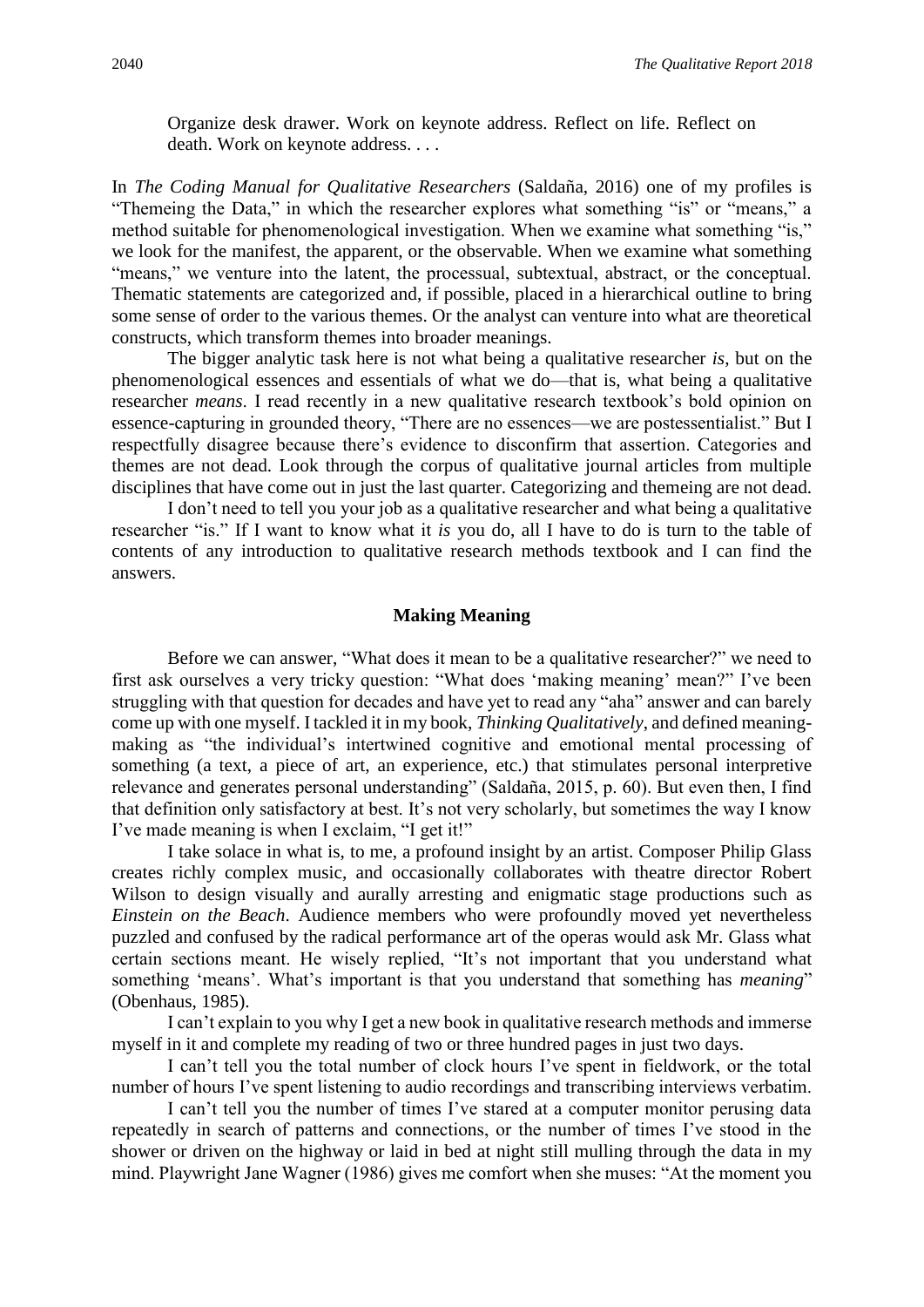Organize desk drawer. Work on keynote address. Reflect on life. Reflect on death. Work on keynote address. . . .

In *The Coding Manual for Qualitative Researchers* (Saldaña, 2016) one of my profiles is "Themeing the Data," in which the researcher explores what something "is" or "means," a method suitable for phenomenological investigation. When we examine what something "is," we look for the manifest, the apparent, or the observable. When we examine what something "means," we venture into the latent, the processual, subtextual, abstract, or the conceptual. Thematic statements are categorized and, if possible, placed in a hierarchical outline to bring some sense of order to the various themes. Or the analyst can venture into what are theoretical constructs, which transform themes into broader meanings.

The bigger analytic task here is not what being a qualitative researcher *is*, but on the phenomenological essences and essentials of what we do—that is, what being a qualitative researcher *means*. I read recently in a new qualitative research textbook's bold opinion on essence-capturing in grounded theory, "There are no essences—we are postessentialist." But I respectfully disagree because there's evidence to disconfirm that assertion. Categories and themes are not dead. Look through the corpus of qualitative journal articles from multiple disciplines that have come out in just the last quarter. Categorizing and themeing are not dead.

I don't need to tell you your job as a qualitative researcher and what being a qualitative researcher "is." If I want to know what it *is* you do, all I have to do is turn to the table of contents of any introduction to qualitative research methods textbook and I can find the answers.

## Making Meaning

Before we can answer, "What does it mean to be a qualitative researcher?" we need to first ask ourselves a very tricky question: "What does 'making meaning' mean?" I've been struggling with that question for decades and have yet to read any "aha" answer and can barely come up with one myself. I tackled it in my book, *Thinking Qualitatively*, and defined meaning-making as "the individual's intertwined cognitive and emotional mental processing of something (a text, a piece of art, an experience, etc.) that stimulates personal interpretive relevance and generates personal understanding" (Saldaña, 2015, p. 60). But even then, I find that definition only satisfactory at best. It's not very scholarly, but sometimes the way I know I've made meaning is when I exclaim, "I get it!"

I take solace in what is, to me, a profound insight by an artist. Composer Philip Glass creates richly complex music, and occasionally collaborates with theatre director Robert Wilson to design visually and aurally arresting and enigmatic stage productions such as *Einstein on the Beach*. Audience members who were profoundly moved yet nevertheless puzzled and confused by the radical performance art of the operas would ask Mr. Glass what certain sections meant. He wisely replied, "It's not important that you understand what something 'means'. What's important is that you understand that something has *meaning*" (Obenhaus, 1985).

I can't explain to you why I get a new book in qualitative research methods and immerse myself in it and complete my reading of two or three hundred pages in just two days.

I can't tell you the total number of clock hours I've spent in fieldwork, or the total number of hours I've spent listening to audio recordings and transcribing interviews verbatim.

I can't tell you the number of times I've stared at a computer monitor perusing data repeatedly in search of patterns and connections, or the number of times I've stood in the shower or driven on the highway or laid in bed at night still mulling through the data in my mind. Playwright Jane Wagner (1986) gives me comfort when she muses: "At the moment you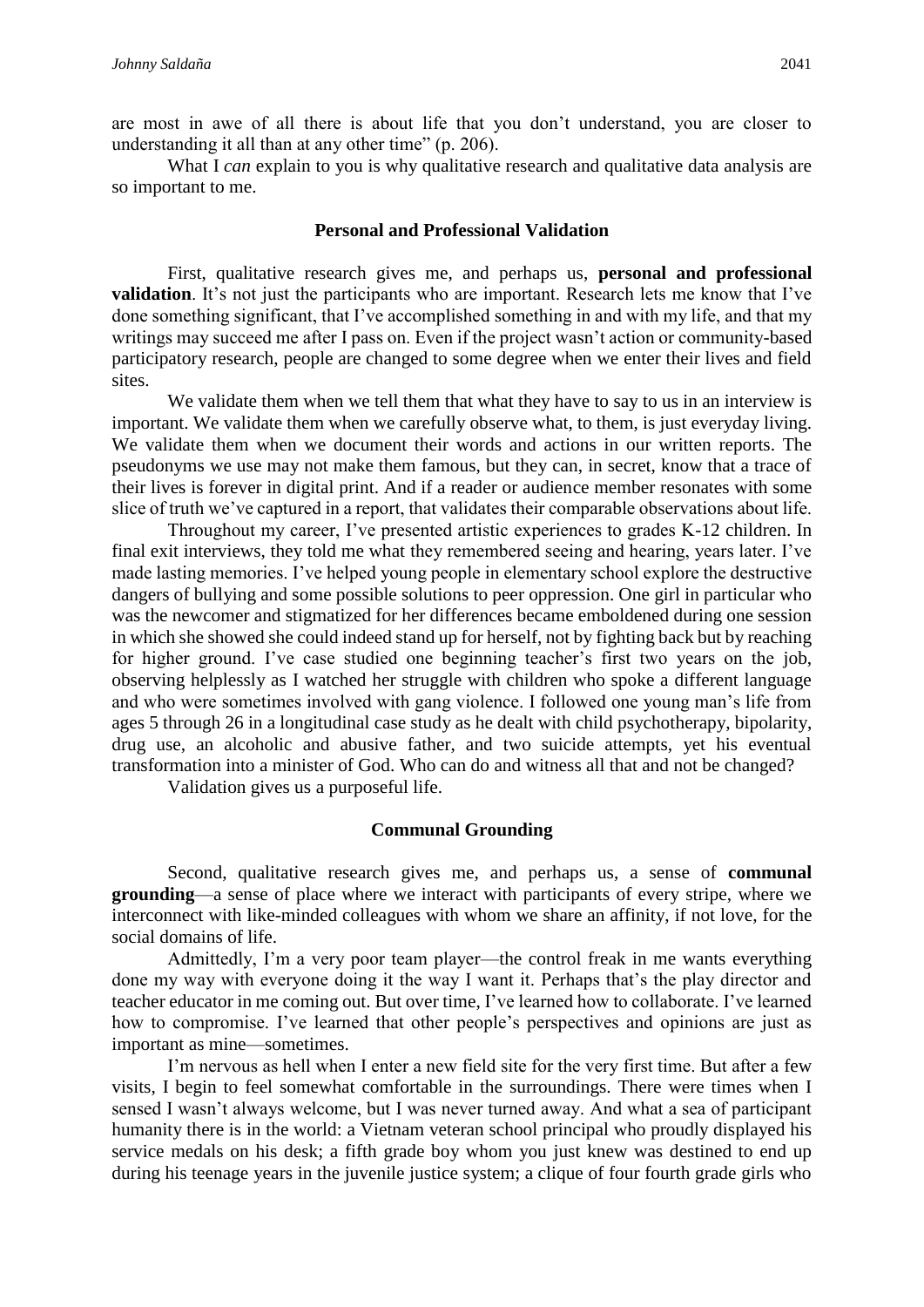are most in awe of all there is about life that you don't understand, you are closer to understanding it all than at any other time" (p. 206).

What I *can* explain to you is why qualitative research and qualitative data analysis are so important to me.

## Personal and Professional Validation

First, qualitative research gives me, and perhaps us, **personal and professional validation**. It's not just the participants who are important. Research lets me know that I've done something significant, that I've accomplished something in and with my life, and that my writings may succeed me after I pass on. Even if the project wasn't action or community-based participatory research, people are changed to some degree when we enter their lives and field sites.

We validate them when we tell them that what they have to say to us in an interview is important. We validate them when we carefully observe what, to them, is just everyday living. We validate them when we document their words and actions in our written reports. The pseudonyms we use may not make them famous, but they can, in secret, know that a trace of their lives is forever in digital print. And if a reader or audience member resonates with some slice of truth we've captured in a report, that validates their comparable observations about life.

Throughout my career, I've presented artistic experiences to grades K-12 children. In final exit interviews, they told me what they remembered seeing and hearing, years later. I've made lasting memories. I've helped young people in elementary school explore the destructive dangers of bullying and some possible solutions to peer oppression. One girl in particular who was the newcomer and stigmatized for her differences became emboldened during one session in which she showed she could indeed stand up for herself, not by fighting back but by reaching for higher ground. I've case studied one beginning teacher's first two years on the job, observing helplessly as I watched her struggle with children who spoke a different language and who were sometimes involved with gang violence. I followed one young man's life from ages 5 through 26 in a longitudinal case study as he dealt with child psychotherapy, bipolarity, drug use, an alcoholic and abusive father, and two suicide attempts, yet his eventual transformation into a minister of God. Who can do and witness all that and not be changed?

Validation gives us a purposeful life.

## Communal Grounding

Second, qualitative research gives me, and perhaps us, a sense of **communal grounding**—a sense of place where we interact with participants of every stripe, where we interconnect with like-minded colleagues with whom we share an affinity, if not love, for the social domains of life.

Admittedly, I'm a very poor team player—the control freak in me wants everything done my way with everyone doing it the way I want it. Perhaps that's the play director and teacher educator in me coming out. But over time, I've learned how to collaborate. I've learned how to compromise. I've learned that other people's perspectives and opinions are just as important as mine—sometimes.

I'm nervous as hell when I enter a new field site for the very first time. But after a few visits, I begin to feel somewhat comfortable in the surroundings. There were times when I sensed I wasn't always welcome, but I was never turned away. And what a sea of participant humanity there is in the world: a Vietnam veteran school principal who proudly displayed his service medals on his desk; a fifth grade boy whom you just knew was destined to end up during his teenage years in the juvenile justice system; a clique of four fourth grade girls who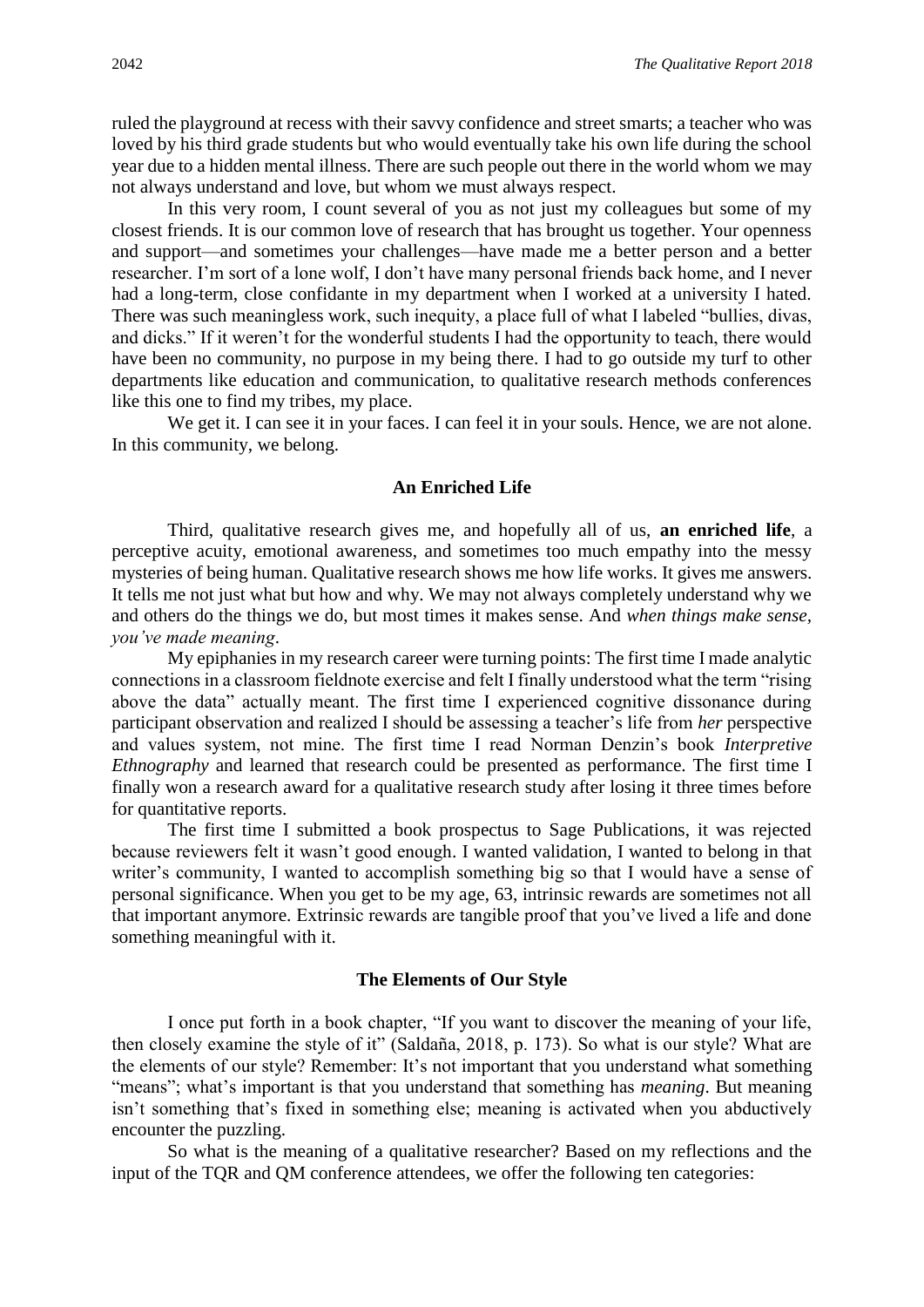ruled the playground at recess with their savvy confidence and street smarts; a teacher who was loved by his third grade students but who would eventually take his own life during the school year due to a hidden mental illness. There are such people out there in the world whom we may not always understand and love, but whom we must always respect.

In this very room, I count several of you as not just my colleagues but some of my closest friends. It is our common love of research that has brought us together. Your openness and support—and sometimes your challenges—have made me a better person and a better researcher. I'm sort of a lone wolf, I don't have many personal friends back home, and I never had a long-term, close confidante in my department when I worked at a university I hated. There was such meaningless work, such inequity, a place full of what I labeled "bullies, divas, and dicks." If it weren't for the wonderful students I had the opportunity to teach, there would have been no community, no purpose in my being there. I had to go outside my turf to other departments like education and communication, to qualitative research methods conferences like this one to find my tribes, my place.

We get it. I can see it in your faces. I can feel it in your souls. Hence, we are not alone. In this community, we belong.

## An Enriched Life

Third, qualitative research gives me, and hopefully all of us, **an enriched life**, a perceptive acuity, emotional awareness, and sometimes too much empathy into the messy mysteries of being human. Qualitative research shows me how life works. It gives me answers. It tells me not just what but how and why. We may not always completely understand why we and others do the things we do, but most times it makes sense. And *when things make sense, you've made meaning*.

My epiphanies in my research career were turning points: The first time I made analytic connections in a classroom fieldnote exercise and felt I finally understood what the term "rising above the data" actually meant. The first time I experienced cognitive dissonance during participant observation and realized I should be assessing a teacher's life from *her* perspective and values system, not mine. The first time I read Norman Denzin's book *Interpretive Ethnography* and learned that research could be presented as performance. The first time I finally won a research award for a qualitative research study after losing it three times before for quantitative reports.

The first time I submitted a book prospectus to Sage Publications, it was rejected because reviewers felt it wasn't good enough. I wanted validation, I wanted to belong in that writer's community, I wanted to accomplish something big so that I would have a sense of personal significance. When you get to be my age, 63, intrinsic rewards are sometimes not all that important anymore. Extrinsic rewards are tangible proof that you've lived a life and done something meaningful with it.

## The Elements of Our Style

I once put forth in a book chapter, "If you want to discover the meaning of your life, then closely examine the style of it" (Saldaña, 2018, p. 173). So what is our style? What are the elements of our style? Remember: It's not important that you understand what something "means"; what's important is that you understand that something has *meaning*. But meaning isn't something that's fixed in something else; meaning is activated when you abductively encounter the puzzling.

So what is the meaning of a qualitative researcher? Based on my reflections and the input of the TQR and QM conference attendees, we offer the following ten categories: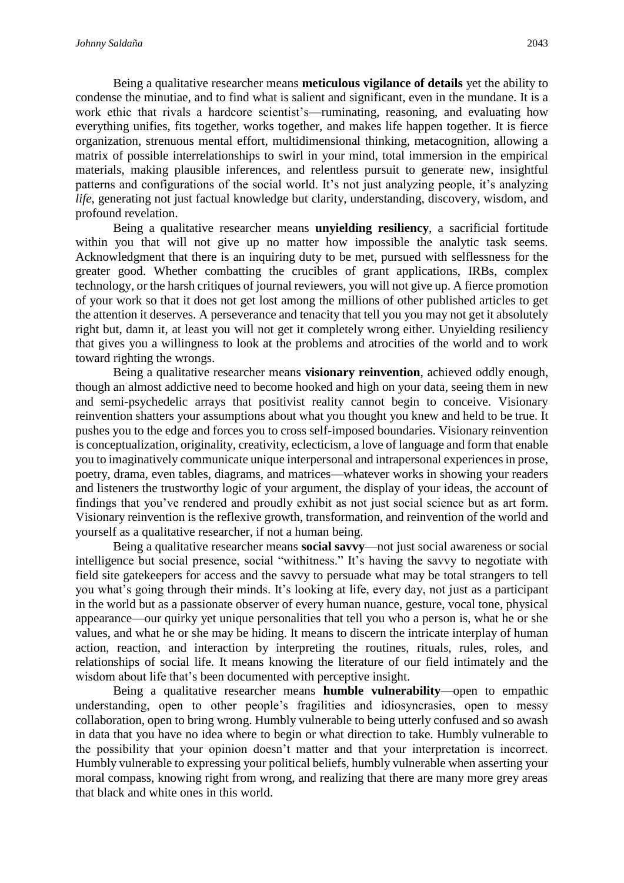Being a qualitative researcher means **meticulous vigilance of details** yet the ability to condense the minutiae, and to find what is salient and significant, even in the mundane. It is a work ethic that rivals a hardcore scientist's—ruminating, reasoning, and evaluating how everything unifies, fits together, works together, and makes life happen together. It is fierce organization, strenuous mental effort, multidimensional thinking, metacognition, allowing a matrix of possible interrelationships to swirl in your mind, total immersion in the empirical materials, making plausible inferences, and relentless pursuit to generate new, insightful patterns and configurations of the social world. It's not just analyzing people, it's analyzing *life*, generating not just factual knowledge but clarity, understanding, discovery, wisdom, and profound revelation.

Being a qualitative researcher means **unyielding resiliency**, a sacrificial fortitude within you that will not give up no matter how impossible the analytic task seems. Acknowledgment that there is an inquiring duty to be met, pursued with selflessness for the greater good. Whether combatting the crucibles of grant applications, IRBs, complex technology, or the harsh critiques of journal reviewers, you will not give up. A fierce promotion of your work so that it does not get lost among the millions of other published articles to get the attention it deserves. A perseverance and tenacity that tell you you may not get it absolutely right but, damn it, at least you will not get it completely wrong either. Unyielding resiliency that gives you a willingness to look at the problems and atrocities of the world and to work toward righting the wrongs.

Being a qualitative researcher means **visionary reinvention**, achieved oddly enough, though an almost addictive need to become hooked and high on your data, seeing them in new and semi-psychedelic arrays that positivist reality cannot begin to conceive. Visionary reinvention shatters your assumptions about what you thought you knew and held to be true. It pushes you to the edge and forces you to cross self-imposed boundaries. Visionary reinvention is conceptualization, originality, creativity, eclecticism, a love of language and form that enable you to imaginatively communicate unique interpersonal and intrapersonal experiences in prose, poetry, drama, even tables, diagrams, and matrices—whatever works in showing your readers and listeners the trustworthy logic of your argument, the display of your ideas, the account of findings that you've rendered and proudly exhibit as not just social science but as art form. Visionary reinvention is the reflexive growth, transformation, and reinvention of the world and yourself as a qualitative researcher, if not a human being.

Being a qualitative researcher means **social savvy**—not just social awareness or social intelligence but social presence, social "withitness." It's having the savvy to negotiate with field site gatekeepers for access and the savvy to persuade what may be total strangers to tell you what's going through their minds. It's looking at life, every day, not just as a participant in the world but as a passionate observer of every human nuance, gesture, vocal tone, physical appearance—our quirky yet unique personalities that tell you who a person is, what he or she values, and what he or she may be hiding. It means to discern the intricate interplay of human action, reaction, and interaction by interpreting the routines, rituals, rules, roles, and relationships of social life. It means knowing the literature of our field intimately and the wisdom about life that's been documented with perceptive insight.

Being a qualitative researcher means **humble vulnerability**—open to empathic understanding, open to other people's fragilities and idiosyncrasies, open to messy collaboration, open to bring wrong. Humbly vulnerable to being utterly confused and so awash in data that you have no idea where to begin or what direction to take. Humbly vulnerable to the possibility that your opinion doesn't matter and that your interpretation is incorrect. Humbly vulnerable to expressing your political beliefs, humbly vulnerable when asserting your moral compass, knowing right from wrong, and realizing that there are many more grey areas that black and white ones in this world.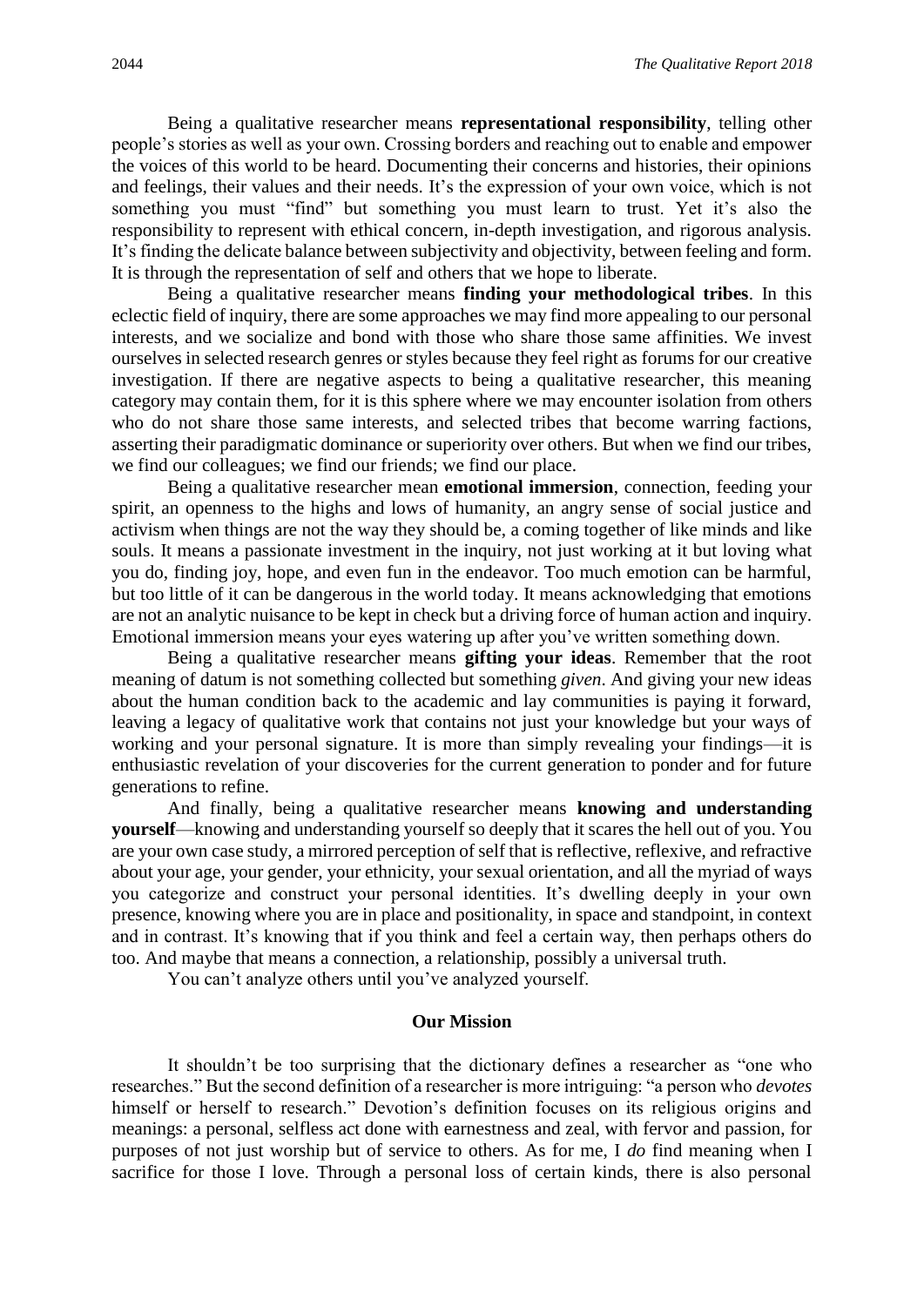Being a qualitative researcher means **representational responsibility**, telling other people's stories as well as your own. Crossing borders and reaching out to enable and empower the voices of this world to be heard. Documenting their concerns and histories, their opinions and feelings, their values and their needs. It's the expression of your own voice, which is not something you must "find" but something you must learn to trust. Yet it's also the responsibility to represent with ethical concern, in-depth investigation, and rigorous analysis. It's finding the delicate balance between subjectivity and objectivity, between feeling and form. It is through the representation of self and others that we hope to liberate.

Being a qualitative researcher means **finding your methodological tribes**. In this eclectic field of inquiry, there are some approaches we may find more appealing to our personal interests, and we socialize and bond with those who share those same affinities. We invest ourselves in selected research genres or styles because they feel right as forums for our creative investigation. If there are negative aspects to being a qualitative researcher, this meaning category may contain them, for it is this sphere where we may encounter isolation from others who do not share those same interests, and selected tribes that become warring factions, asserting their paradigmatic dominance or superiority over others. But when we find our tribes, we find our colleagues; we find our friends; we find our place.

Being a qualitative researcher mean **emotional immersion**, connection, feeding your spirit, an openness to the highs and lows of humanity, an angry sense of social justice and activism when things are not the way they should be, a coming together of like minds and like souls. It means a passionate investment in the inquiry, not just working at it but loving what you do, finding joy, hope, and even fun in the endeavor. Too much emotion can be harmful, but too little of it can be dangerous in the world today. It means acknowledging that emotions are not an analytic nuisance to be kept in check but a driving force of human action and inquiry. Emotional immersion means your eyes watering up after you've written something down.

Being a qualitative researcher means **gifting your ideas**. Remember that the root meaning of datum is not something collected but something *given*. And giving your new ideas about the human condition back to the academic and lay communities is paying it forward, leaving a legacy of qualitative work that contains not just your knowledge but your ways of working and your personal signature. It is more than simply revealing your findings—it is enthusiastic revelation of your discoveries for the current generation to ponder and for future generations to refine.

And finally, being a qualitative researcher means **knowing and understanding yourself**—knowing and understanding yourself so deeply that it scares the hell out of you. You are your own case study, a mirrored perception of self that is reflective, reflexive, and refractive about your age, your gender, your ethnicity, your sexual orientation, and all the myriad of ways you categorize and construct your personal identities. It's dwelling deeply in your own presence, knowing where you are in place and positionality, in space and standpoint, in context and in contrast. It's knowing that if you think and feel a certain way, then perhaps others do too. And maybe that means a connection, a relationship, possibly a universal truth.

You can't analyze others until you've analyzed yourself.

## Our Mission

It shouldn't be too surprising that the dictionary defines a researcher as "one who researches." But the second definition of a researcher is more intriguing: "a person who *devotes* himself or herself to research." Devotion's definition focuses on its religious origins and meanings: a personal, selfless act done with earnestness and zeal, with fervor and passion, for purposes of not just worship but of service to others. As for me, I *do* find meaning when I sacrifice for those I love. Through a personal loss of certain kinds, there is also personal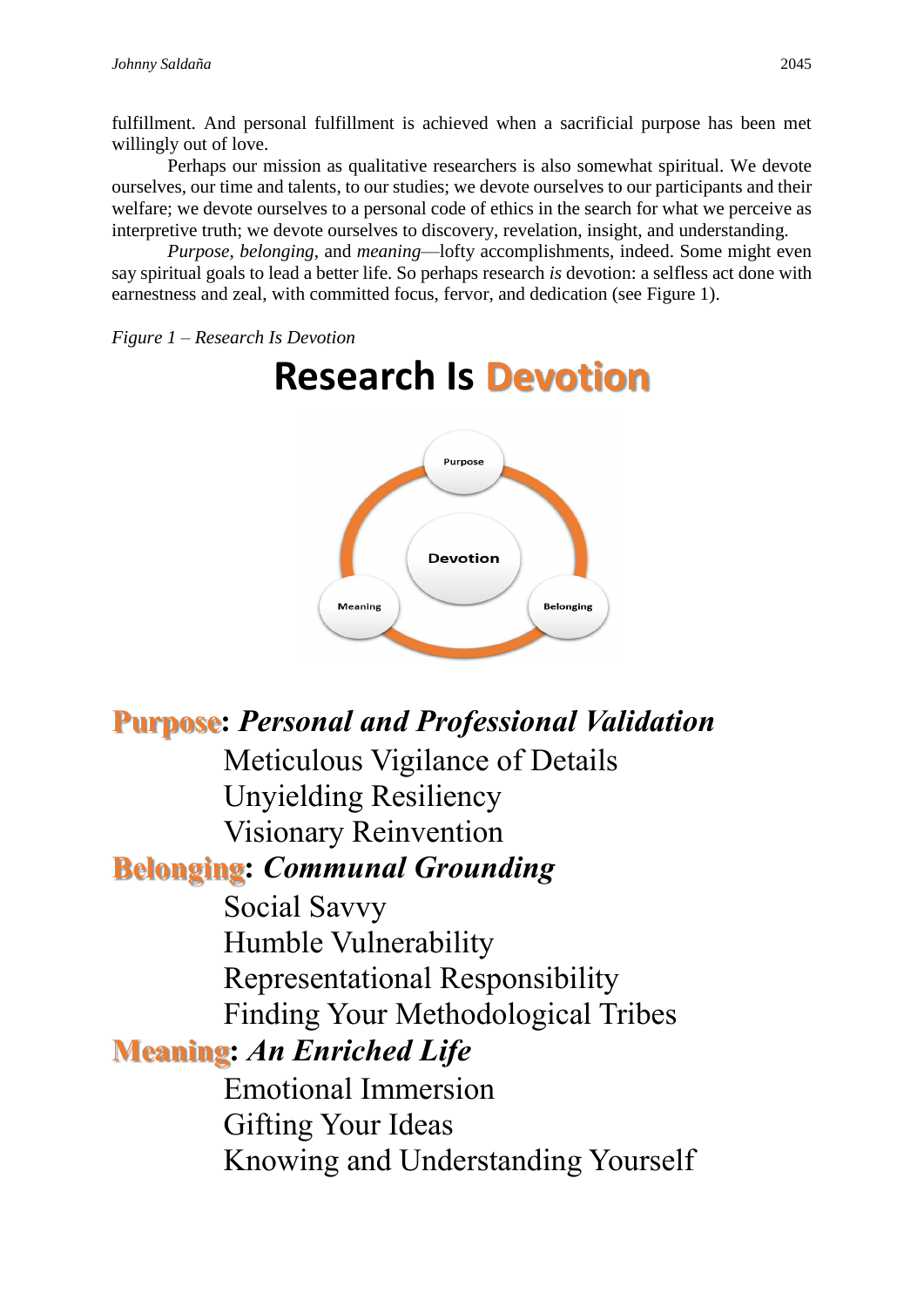fulfillment. And personal fulfillment is achieved when a sacrificial purpose has been met willingly out of love.

Perhaps our mission as qualitative researchers is also somewhat spiritual. We devote ourselves, our time and talents, to our studies; we devote ourselves to our participants and their welfare; we devote ourselves to a personal code of ethics in the search for what we perceive as interpretive truth; we devote ourselves to discovery, revelation, insight, and understanding.

*Purpose*, *belonging*, and *meaning*—lofty accomplishments, indeed. Some might even say spiritual goals to lead a better life. So perhaps research *is* devotion: a selfless act done with earnestness and zeal, with committed focus, fervor, and dedication (see Figure 1).

*Figure 1 – Research Is Devotion*

# Research Is Devotion

Purpose

Devotion

Meaning

Belonging

**Purpose: *Personal and Professional Validation***

- Meticulous Vigilance of Details
- Unyielding Resiliency
- Visionary Reinvention

**Belonging: *Communal Grounding***

- Social Savvy
- Humble Vulnerability
- Representational Responsibility
- Finding Your Methodological Tribes

**Meaning: *An Enriched Life***

- Emotional Immersion
- Gifting Your Ideas
- Knowing and Understanding Yourself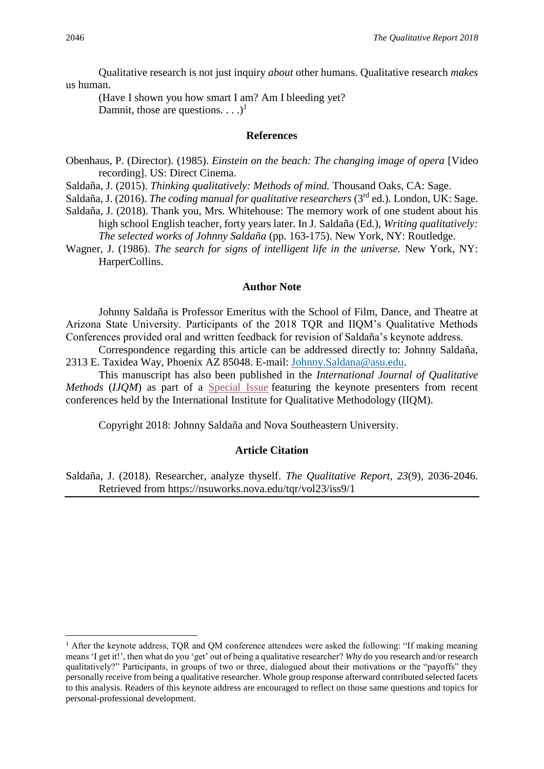Qualitative research is not just inquiry *about* other humans. Qualitative research *makes* us human.

(Have I shown you how smart I am? Am I bleeding yet?
Damnit, those are questions. . . .)[1]

## References

Obenhaus, P. (Director). (1985). *Einstein on the beach: The changing image of opera* [Video recording]. US: Direct Cinema.

Saldaña, J. (2015). *Thinking qualitatively: Methods of mind.* Thousand Oaks, CA: Sage.

Saldaña, J. (2016). *The coding manual for qualitative researchers* (3rd ed.). London, UK: Sage.

Saldaña, J. (2018). Thank you, Mrs. Whitehouse: The memory work of one student about his high school English teacher, forty years later. In J. Saldaña (Ed.), *Writing qualitatively: The selected works of Johnny Saldaña* (pp. 163-175). New York, NY: Routledge.

Wagner, J. (1986). *The search for signs of intelligent life in the universe.* New York, NY: HarperCollins.

## Author Note

Johnny Saldaña is Professor Emeritus with the School of Film, Dance, and Theatre at Arizona State University. Participants of the 2018 TQR and IIQM's Qualitative Methods Conferences provided oral and written feedback for revision of Saldaña's keynote address.

Correspondence regarding this article can be addressed directly to: Johnny Saldaña, 2313 E. Taxidea Way, Phoenix AZ 85048. E-mail: Johnny.Saldana@asu.edu.

This manuscript has also been published in the *International Journal of Qualitative Methods* (*IJQM*) as part of a Special Issue featuring the keynote presenters from recent conferences held by the International Institute for Qualitative Methodology (IIQM).

Copyright 2018: Johnny Saldaña and Nova Southeastern University.

## Article Citation

Saldaña, J. (2018). Researcher, analyze thyself. *The Qualitative Report, 23*(9), 2036-2046. Retrieved from https://nsuworks.nova.edu/tqr/vol23/iss9/1

---

[1] After the keynote address, TQR and QM conference attendees were asked the following: "If making meaning means 'I get it!', then what do you 'get' out of being a qualitative researcher? *Why* do you research and/or research qualitatively?" Participants, in groups of two or three, dialogued about their motivations or the "payoffs" they personally receive from being a qualitative researcher. Whole group response afterward contributed selected facets to this analysis. Readers of this keynote address are encouraged to reflect on those same questions and topics for personal-professional development.